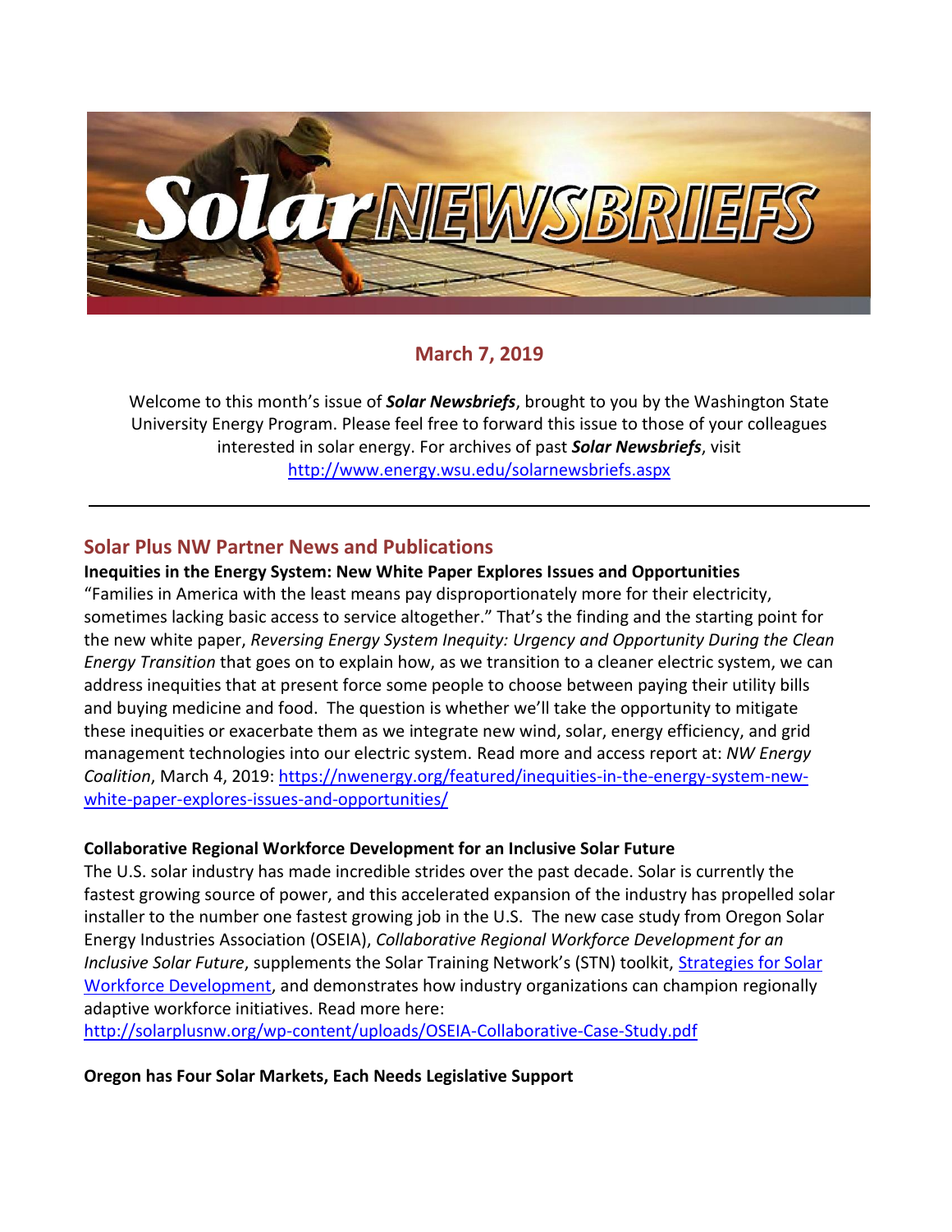# Solar NEWSBRIEFS

## March 7, 2019

Welcome to this month's issue of ***Solar Newsbriefs***, brought to you by the Washington State University Energy Program. Please feel free to forward this issue to those of your colleagues interested in solar energy. For archives of past ***Solar Newsbriefs***, visit http://www.energy.wsu.edu/solarnewsbriefs.aspx

---

## Solar Plus NW Partner News and Publications

**Inequities in the Energy System: New White Paper Explores Issues and Opportunities**

"Families in America with the least means pay disproportionately more for their electricity, sometimes lacking basic access to service altogether." That's the finding and the starting point for the new white paper, *Reversing Energy System Inequity: Urgency and Opportunity During the Clean Energy Transition* that goes on to explain how, as we transition to a cleaner electric system, we can address inequities that at present force some people to choose between paying their utility bills and buying medicine and food. The question is whether we'll take the opportunity to mitigate these inequities or exacerbate them as we integrate new wind, solar, energy efficiency, and grid management technologies into our electric system. Read more and access report at: *NW Energy Coalition*, March 4, 2019: https://nwenergy.org/featured/inequities-in-the-energy-system-new-white-paper-explores-issues-and-opportunities/

**Collaborative Regional Workforce Development for an Inclusive Solar Future**

The U.S. solar industry has made incredible strides over the past decade. Solar is currently the fastest growing source of power, and this accelerated expansion of the industry has propelled solar installer to the number one fastest growing job in the U.S. The new case study from Oregon Solar Energy Industries Association (OSEIA), *Collaborative Regional Workforce Development for an Inclusive Solar Future*, supplements the Solar Training Network's (STN) toolkit, Strategies for Solar Workforce Development, and demonstrates how industry organizations can champion regionally adaptive workforce initiatives. Read more here: http://solarplusnw.org/wp-content/uploads/OSEIA-Collaborative-Case-Study.pdf

**Oregon has Four Solar Markets, Each Needs Legislative Support**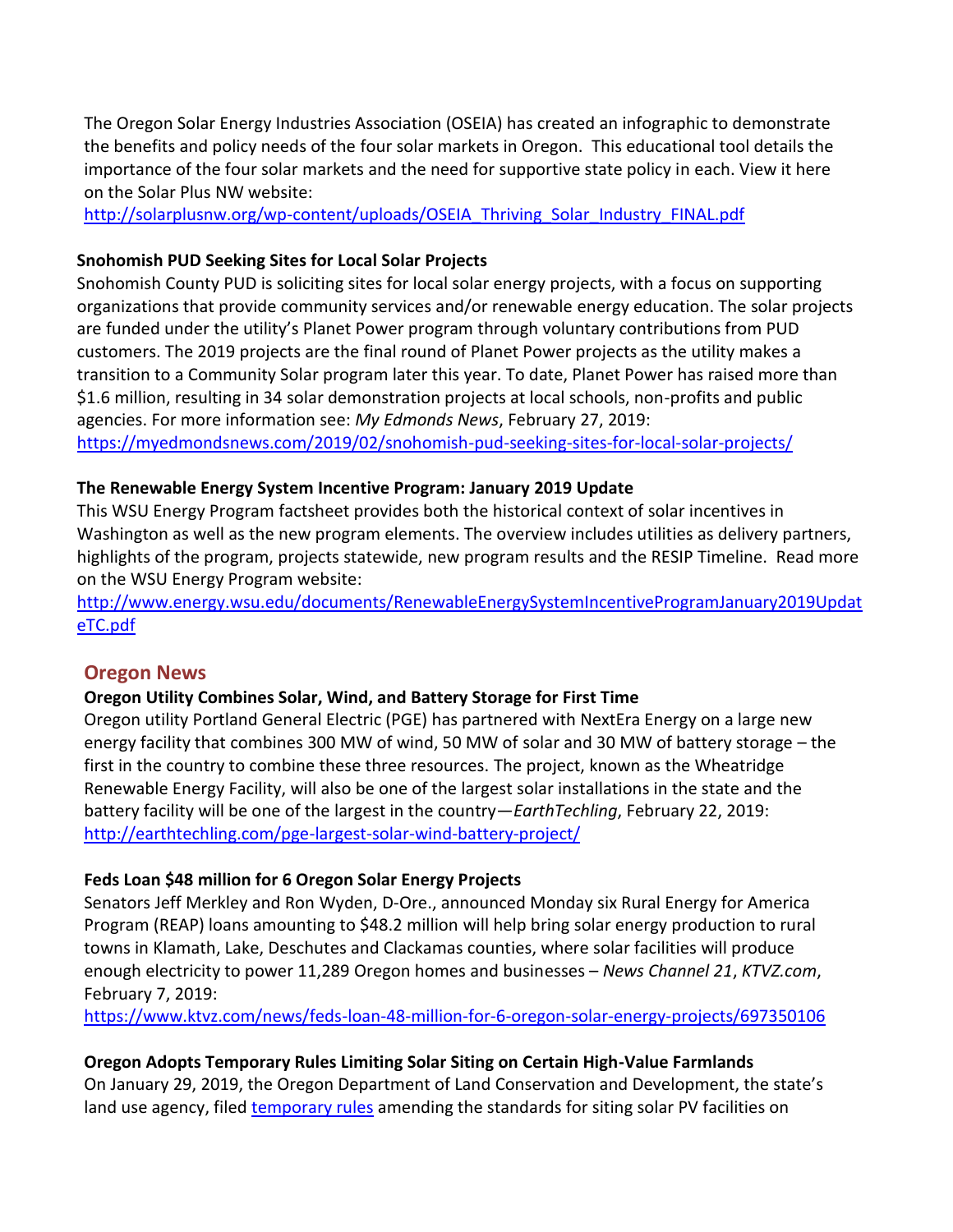The Oregon Solar Energy Industries Association (OSEIA) has created an infographic to demonstrate the benefits and policy needs of the four solar markets in Oregon. This educational tool details the importance of the four solar markets and the need for supportive state policy in each. View it here on the Solar Plus NW website:
[http://solarplusnw.org/wp-content/uploads/OSEIA_Thriving_Solar_Industry_FINAL.pdf](http://solarplusnw.org/wp-content/uploads/OSEIA_Thriving_Solar_Industry_FINAL.pdf)

**Snohomish PUD Seeking Sites for Local Solar Projects**
Snohomish County PUD is soliciting sites for local solar energy projects, with a focus on supporting organizations that provide community services and/or renewable energy education. The solar projects are funded under the utility's Planet Power program through voluntary contributions from PUD customers. The 2019 projects are the final round of Planet Power projects as the utility makes a transition to a Community Solar program later this year. To date, Planet Power has raised more than $1.6 million, resulting in 34 solar demonstration projects at local schools, non-profits and public agencies. For more information see: *My Edmonds News*, February 27, 2019:
[https://myedmondsnews.com/2019/02/snohomish-pud-seeking-sites-for-local-solar-projects/](https://myedmondsnews.com/2019/02/snohomish-pud-seeking-sites-for-local-solar-projects/)

**The Renewable Energy System Incentive Program: January 2019 Update**
This WSU Energy Program factsheet provides both the historical context of solar incentives in Washington as well as the new program elements. The overview includes utilities as delivery partners, highlights of the program, projects statewide, new program results and the RESIP Timeline. Read more on the WSU Energy Program website:
[http://www.energy.wsu.edu/documents/RenewableEnergySystemIncentiveProgramJanuary2019UpdateTC.pdf](http://www.energy.wsu.edu/documents/RenewableEnergySystemIncentiveProgramJanuary2019UpdateTC.pdf)

## Oregon News

**Oregon Utility Combines Solar, Wind, and Battery Storage for First Time**
Oregon utility Portland General Electric (PGE) has partnered with NextEra Energy on a large new energy facility that combines 300 MW of wind, 50 MW of solar and 30 MW of battery storage – the first in the country to combine these three resources. The project, known as the Wheatridge Renewable Energy Facility, will also be one of the largest solar installations in the state and the battery facility will be one of the largest in the country—*EarthTechling*, February 22, 2019:
[http://earthtechling.com/pge-largest-solar-wind-battery-project/](http://earthtechling.com/pge-largest-solar-wind-battery-project/)

**Feds Loan $48 million for 6 Oregon Solar Energy Projects**
Senators Jeff Merkley and Ron Wyden, D-Ore., announced Monday six Rural Energy for America Program (REAP) loans amounting to $48.2 million will help bring solar energy production to rural towns in Klamath, Lake, Deschutes and Clackamas counties, where solar facilities will produce enough electricity to power 11,289 Oregon homes and businesses – *News Channel 21*, *KTVZ.com*, February 7, 2019:
[https://www.ktvz.com/news/feds-loan-48-million-for-6-oregon-solar-energy-projects/697350106](https://www.ktvz.com/news/feds-loan-48-million-for-6-oregon-solar-energy-projects/697350106)

**Oregon Adopts Temporary Rules Limiting Solar Siting on Certain High-Value Farmlands**
On January 29, 2019, the Oregon Department of Land Conservation and Development, the state's land use agency, filed temporary rules amending the standards for siting solar PV facilities on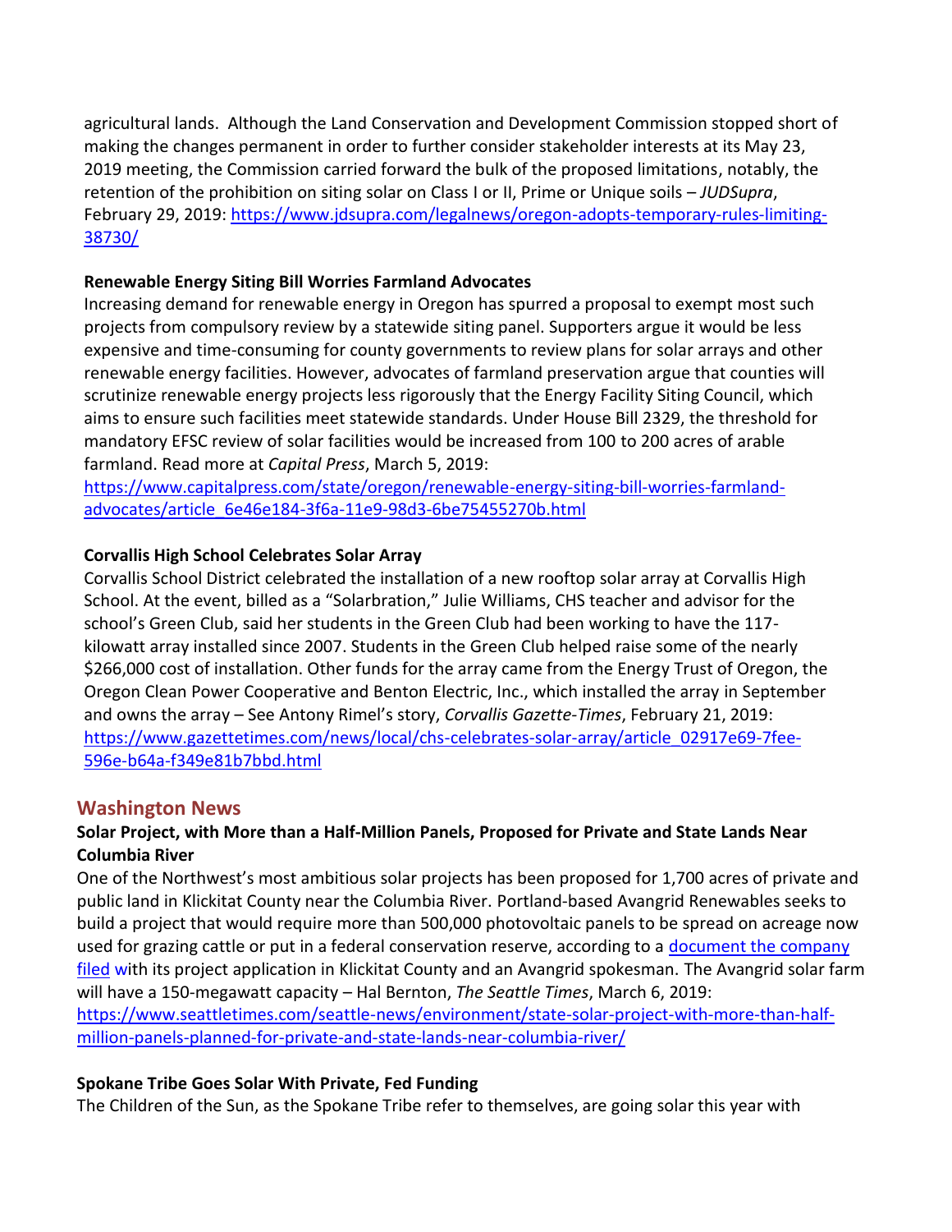agricultural lands. Although the Land Conservation and Development Commission stopped short of making the changes permanent in order to further consider stakeholder interests at its May 23, 2019 meeting, the Commission carried forward the bulk of the proposed limitations, notably, the retention of the prohibition on siting solar on Class I or II, Prime or Unique soils – *JUDSupra*, February 29, 2019: https://www.jdsupra.com/legalnews/oregon-adopts-temporary-rules-limiting-38730/

**Renewable Energy Siting Bill Worries Farmland Advocates**

Increasing demand for renewable energy in Oregon has spurred a proposal to exempt most such projects from compulsory review by a statewide siting panel. Supporters argue it would be less expensive and time-consuming for county governments to review plans for solar arrays and other renewable energy facilities. However, advocates of farmland preservation argue that counties will scrutinize renewable energy projects less rigorously that the Energy Facility Siting Council, which aims to ensure such facilities meet statewide standards. Under House Bill 2329, the threshold for mandatory EFSC review of solar facilities would be increased from 100 to 200 acres of arable farmland. Read more at *Capital Press*, March 5, 2019: https://www.capitalpress.com/state/oregon/renewable-energy-siting-bill-worries-farmland-advocates/article_6e46e184-3f6a-11e9-98d3-6be75455270b.html

**Corvallis High School Celebrates Solar Array**

Corvallis School District celebrated the installation of a new rooftop solar array at Corvallis High School. At the event, billed as a "Solarbration," Julie Williams, CHS teacher and advisor for the school's Green Club, said her students in the Green Club had been working to have the 117-kilowatt array installed since 2007. Students in the Green Club helped raise some of the nearly $266,000 cost of installation. Other funds for the array came from the Energy Trust of Oregon, the Oregon Clean Power Cooperative and Benton Electric, Inc., which installed the array in September and owns the array – See Antony Rimel's story, *Corvallis Gazette-Times*, February 21, 2019: https://www.gazettetimes.com/news/local/chs-celebrates-solar-array/article_02917e69-7fee-596e-b64a-f349e81b7bbd.html

## Washington News

**Solar Project, with More than a Half-Million Panels, Proposed for Private and State Lands Near Columbia River**

One of the Northwest's most ambitious solar projects has been proposed for 1,700 acres of private and public land in Klickitat County near the Columbia River. Portland-based Avangrid Renewables seeks to build a project that would require more than 500,000 photovoltaic panels to be spread on acreage now used for grazing cattle or put in a federal conservation reserve, according to a document the company filed with its project application in Klickitat County and an Avangrid spokesman. The Avangrid solar farm will have a 150-megawatt capacity – Hal Bernton, *The Seattle Times*, March 6, 2019: https://www.seattletimes.com/seattle-news/environment/state-solar-project-with-more-than-half-million-panels-planned-for-private-and-state-lands-near-columbia-river/

**Spokane Tribe Goes Solar With Private, Fed Funding**

The Children of the Sun, as the Spokane Tribe refer to themselves, are going solar this year with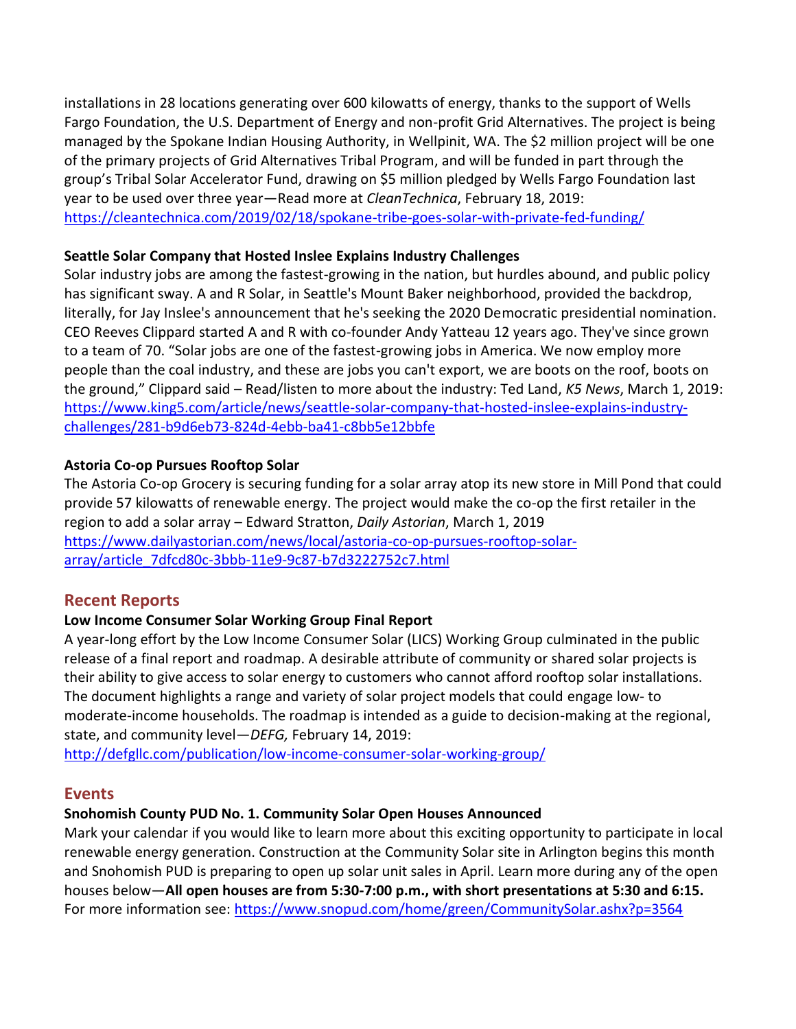installations in 28 locations generating over 600 kilowatts of energy, thanks to the support of Wells Fargo Foundation, the U.S. Department of Energy and non-profit Grid Alternatives. The project is being managed by the Spokane Indian Housing Authority, in Wellpinit, WA. The $2 million project will be one of the primary projects of Grid Alternatives Tribal Program, and will be funded in part through the group's Tribal Solar Accelerator Fund, drawing on $5 million pledged by Wells Fargo Foundation last year to be used over three year—Read more at *CleanTechnica*, February 18, 2019: https://cleantechnica.com/2019/02/18/spokane-tribe-goes-solar-with-private-fed-funding/

**Seattle Solar Company that Hosted Inslee Explains Industry Challenges**

Solar industry jobs are among the fastest-growing in the nation, but hurdles abound, and public policy has significant sway. A and R Solar, in Seattle's Mount Baker neighborhood, provided the backdrop, literally, for Jay Inslee's announcement that he's seeking the 2020 Democratic presidential nomination. CEO Reeves Clippard started A and R with co-founder Andy Yatteau 12 years ago. They've since grown to a team of 70. "Solar jobs are one of the fastest-growing jobs in America. We now employ more people than the coal industry, and these are jobs you can't export, we are boots on the roof, boots on the ground," Clippard said – Read/listen to more about the industry: Ted Land, *K5 News*, March 1, 2019: https://www.king5.com/article/news/seattle-solar-company-that-hosted-inslee-explains-industry-challenges/281-b9d6eb73-824d-4ebb-ba41-c8bb5e12bbfe

**Astoria Co-op Pursues Rooftop Solar**

The Astoria Co-op Grocery is securing funding for a solar array atop its new store in Mill Pond that could provide 57 kilowatts of renewable energy. The project would make the co-op the first retailer in the region to add a solar array – Edward Stratton, *Daily Astorian*, March 1, 2019 https://www.dailyastorian.com/news/local/astoria-co-op-pursues-rooftop-solar-array/article_7dfcd80c-3bbb-11e9-9c87-b7d3222752c7.html

## Recent Reports

**Low Income Consumer Solar Working Group Final Report**

A year-long effort by the Low Income Consumer Solar (LICS) Working Group culminated in the public release of a final report and roadmap. A desirable attribute of community or shared solar projects is their ability to give access to solar energy to customers who cannot afford rooftop solar installations. The document highlights a range and variety of solar project models that could engage low- to moderate-income households. The roadmap is intended as a guide to decision-making at the regional, state, and community level—*DEFG,* February 14, 2019: http://defgllc.com/publication/low-income-consumer-solar-working-group/

## Events

**Snohomish County PUD No. 1. Community Solar Open Houses Announced**

Mark your calendar if you would like to learn more about this exciting opportunity to participate in local renewable energy generation. Construction at the Community Solar site in Arlington begins this month and Snohomish PUD is preparing to open up solar unit sales in April. Learn more during any of the open houses below—**All open houses are from 5:30-7:00 p.m., with short presentations at 5:30 and 6:15.** For more information see: https://www.snopud.com/home/green/CommunitySolar.ashx?p=3564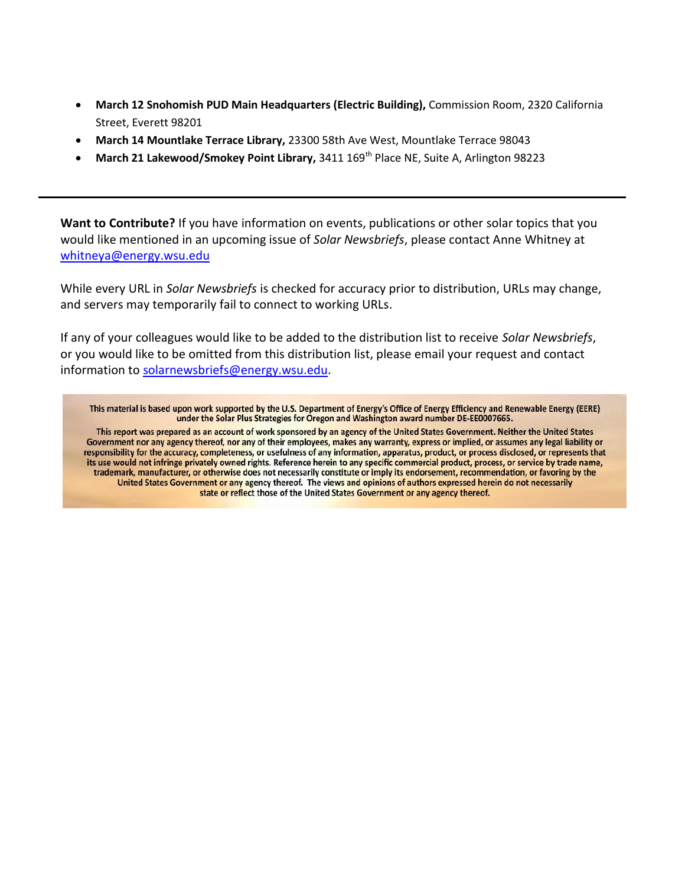- **March 12 Snohomish PUD Main Headquarters (Electric Building),** Commission Room, 2320 California Street, Everett 98201
- **March 14 Mountlake Terrace Library,** 23300 58th Ave West, Mountlake Terrace 98043
- **March 21 Lakewood/Smokey Point Library,** 3411 169th Place NE, Suite A, Arlington 98223

---

**Want to Contribute?** If you have information on events, publications or other solar topics that you would like mentioned in an upcoming issue of *Solar Newsbriefs*, please contact Anne Whitney at whitneya@energy.wsu.edu

While every URL in *Solar Newsbriefs* is checked for accuracy prior to distribution, URLs may change, and servers may temporarily fail to connect to working URLs.

If any of your colleagues would like to be added to the distribution list to receive *Solar Newsbriefs*, or you would like to be omitted from this distribution list, please email your request and contact information to solarnewsbriefs@energy.wsu.edu.

This material is based upon work supported by the U.S. Department of Energy's Office of Energy Efficiency and Renewable Energy (EERE) under the Solar Plus Strategies for Oregon and Washington award number DE-EE0007665.

This report was prepared as an account of work sponsored by an agency of the United States Government. Neither the United States Government nor any agency thereof, nor any of their employees, makes any warranty, express or implied, or assumes any legal liability or responsibility for the accuracy, completeness, or usefulness of any information, apparatus, product, or process disclosed, or represents that its use would not infringe privately owned rights. Reference herein to any specific commercial product, process, or service by trade name, trademark, manufacturer, or otherwise does not necessarily constitute or imply its endorsement, recommendation, or favoring by the United States Government or any agency thereof. The views and opinions of authors expressed herein do not necessarily state or reflect those of the United States Government or any agency thereof.